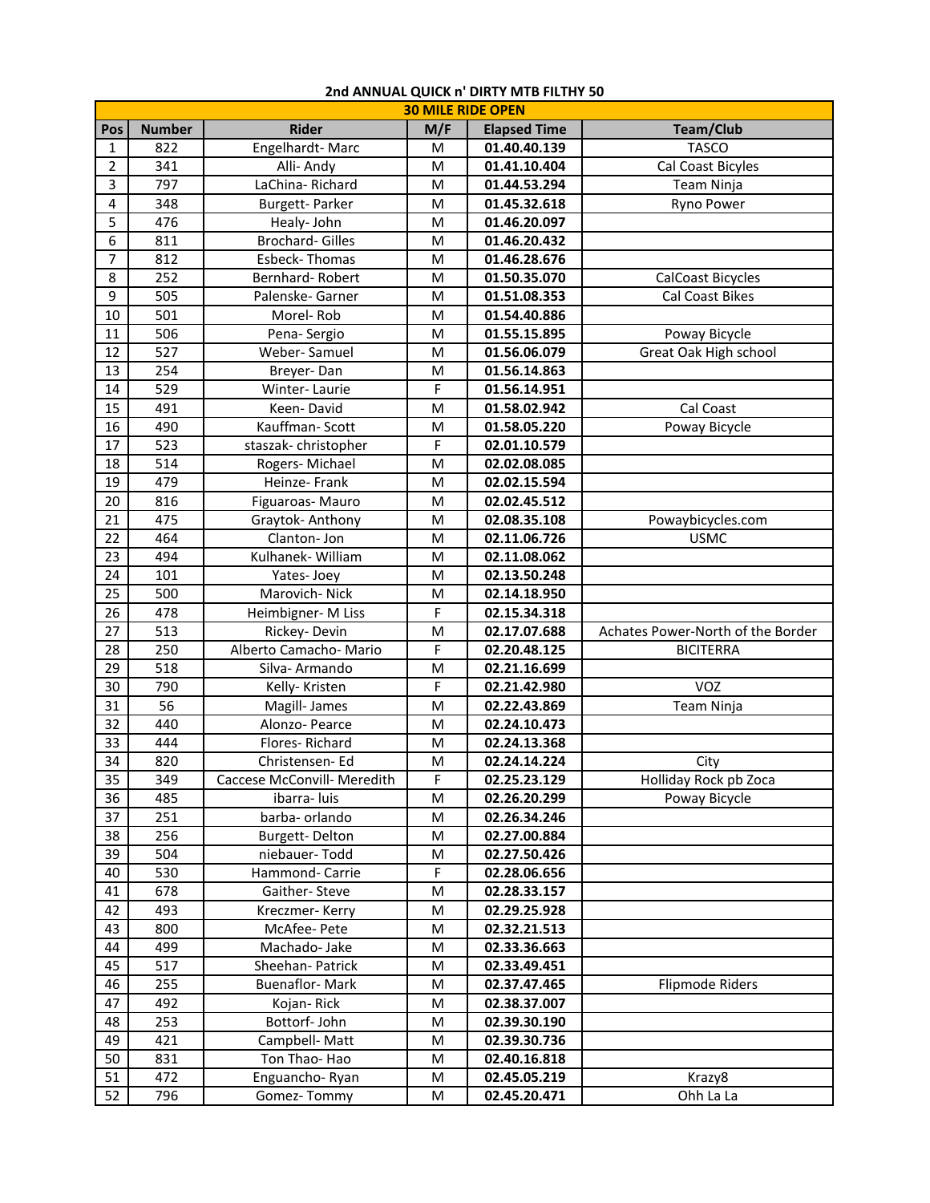# 2nd ANNUAL QUICK n' DIRTY MTB FILTHY 50

| 30 MILE RIDE OPEN | | | | | |
|---|---|---|---|---|---|
| **Pos** | **Number** | **Rider** | **M/F** | **Elapsed Time** | **Team/Club** |
| 1 | 822 | Engelhardt- Marc | M | **01.40.40.139** | TASCO |
| 2 | 341 | Alli- Andy | M | **01.41.10.404** | Cal Coast Bicyles |
| 3 | 797 | LaChina- Richard | M | **01.44.53.294** | Team Ninja |
| 4 | 348 | Burgett- Parker | M | **01.45.32.618** | Ryno Power |
| 5 | 476 | Healy- John | M | **01.46.20.097** | |
| 6 | 811 | Brochard- Gilles | M | **01.46.20.432** | |
| 7 | 812 | Esbeck- Thomas | M | **01.46.28.676** | |
| 8 | 252 | Bernhard- Robert | M | **01.50.35.070** | CalCoast Bicycles |
| 9 | 505 | Palenske- Garner | M | **01.51.08.353** | Cal Coast Bikes |
| 10 | 501 | Morel- Rob | M | **01.54.40.886** | |
| 11 | 506 | Pena- Sergio | M | **01.55.15.895** | Poway Bicycle |
| 12 | 527 | Weber- Samuel | M | **01.56.06.079** | Great Oak High school |
| 13 | 254 | Breyer- Dan | M | **01.56.14.863** | |
| 14 | 529 | Winter- Laurie | F | **01.56.14.951** | |
| 15 | 491 | Keen- David | M | **01.58.02.942** | Cal Coast |
| 16 | 490 | Kauffman- Scott | M | **01.58.05.220** | Poway Bicycle |
| 17 | 523 | staszak- christopher | F | **02.01.10.579** | |
| 18 | 514 | Rogers- Michael | M | **02.02.08.085** | |
| 19 | 479 | Heinze- Frank | M | **02.02.15.594** | |
| 20 | 816 | Figuaroas- Mauro | M | **02.02.45.512** | |
| 21 | 475 | Graytok- Anthony | M | **02.08.35.108** | Powaybicycles.com |
| 22 | 464 | Clanton- Jon | M | **02.11.06.726** | USMC |
| 23 | 494 | Kulhanek- William | M | **02.11.08.062** | |
| 24 | 101 | Yates- Joey | M | **02.13.50.248** | |
| 25 | 500 | Marovich- Nick | M | **02.14.18.950** | |
| 26 | 478 | Heimbigner- M Liss | F | **02.15.34.318** | |
| 27 | 513 | Rickey- Devin | M | **02.17.07.688** | Achates Power-North of the Border |
| 28 | 250 | Alberto Camacho- Mario | F | **02.20.48.125** | BICITERRA |
| 29 | 518 | Silva- Armando | M | **02.21.16.699** | |
| 30 | 790 | Kelly- Kristen | F | **02.21.42.980** | VOZ |
| 31 | 56 | Magill- James | M | **02.22.43.869** | Team Ninja |
| 32 | 440 | Alonzo- Pearce | M | **02.24.10.473** | |
| 33 | 444 | Flores- Richard | M | **02.24.13.368** | |
| 34 | 820 | Christensen- Ed | M | **02.24.14.224** | City |
| 35 | 349 | Caccese McConvill- Meredith | F | **02.25.23.129** | Holliday Rock pb Zoca |
| 36 | 485 | ibarra- luis | M | **02.26.20.299** | Poway Bicycle |
| 37 | 251 | barba- orlando | M | **02.26.34.246** | |
| 38 | 256 | Burgett- Delton | M | **02.27.00.884** | |
| 39 | 504 | niebauer- Todd | M | **02.27.50.426** | |
| 40 | 530 | Hammond- Carrie | F | **02.28.06.656** | |
| 41 | 678 | Gaither- Steve | M | **02.28.33.157** | |
| 42 | 493 | Kreczmer- Kerry | M | **02.29.25.928** | |
| 43 | 800 | McAfee- Pete | M | **02.32.21.513** | |
| 44 | 499 | Machado- Jake | M | **02.33.36.663** | |
| 45 | 517 | Sheehan- Patrick | M | **02.33.49.451** | |
| 46 | 255 | Buenaflor- Mark | M | **02.37.47.465** | Flipmode Riders |
| 47 | 492 | Kojan- Rick | M | **02.38.37.007** | |
| 48 | 253 | Bottorf- John | M | **02.39.30.190** | |
| 49 | 421 | Campbell- Matt | M | **02.39.30.736** | |
| 50 | 831 | Ton Thao- Hao | M | **02.40.16.818** | |
| 51 | 472 | Enguancho- Ryan | M | **02.45.05.219** | Krazy8 |
| 52 | 796 | Gomez- Tommy | M | **02.45.20.471** | Ohh La La |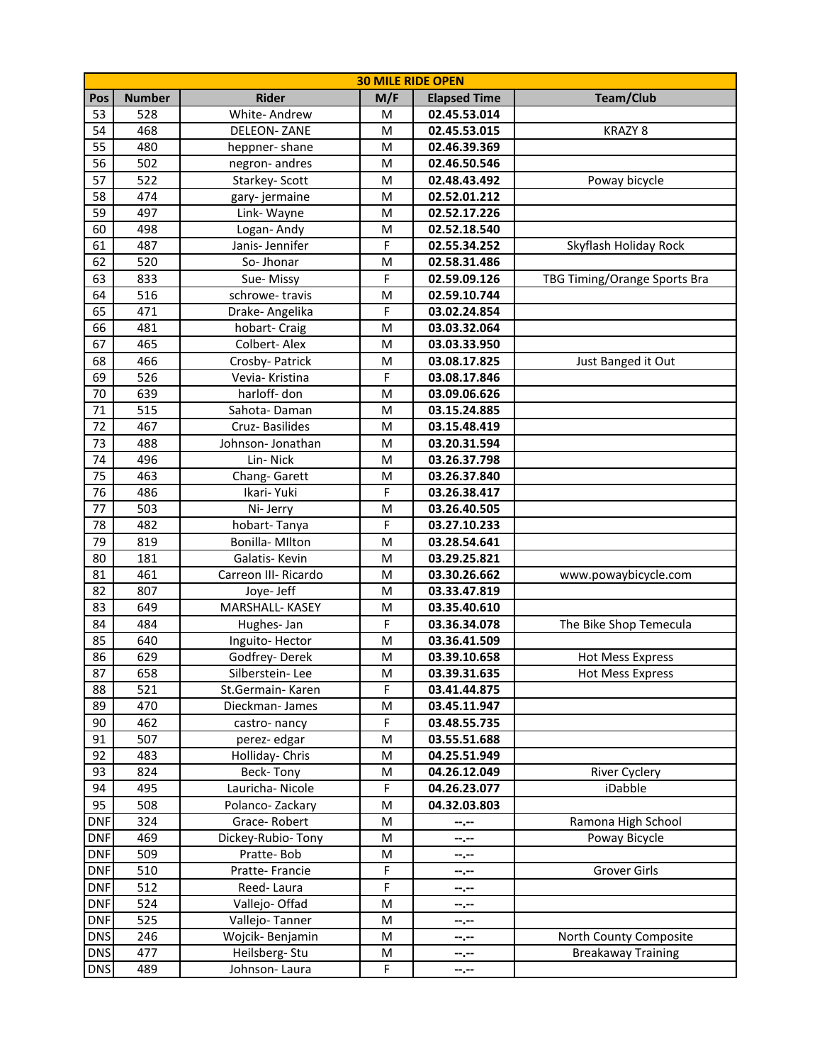| 30 MILE RIDE OPEN | | | | | |
|---|---|---|---|---|---|
| **Pos** | **Number** | **Rider** | **M/F** | **Elapsed Time** | **Team/Club** |
| 53 | 528 | White- Andrew | M | **02.45.53.014** | |
| 54 | 468 | DELEON- ZANE | M | **02.45.53.015** | KRAZY 8 |
| 55 | 480 | heppner- shane | M | **02.46.39.369** | |
| 56 | 502 | negron- andres | M | **02.46.50.546** | |
| 57 | 522 | Starkey- Scott | M | **02.48.43.492** | Poway bicycle |
| 58 | 474 | gary- jermaine | M | **02.52.01.212** | |
| 59 | 497 | Link- Wayne | M | **02.52.17.226** | |
| 60 | 498 | Logan- Andy | M | **02.52.18.540** | |
| 61 | 487 | Janis- Jennifer | F | **02.55.34.252** | Skyflash Holiday Rock |
| 62 | 520 | So- Jhonar | M | **02.58.31.486** | |
| 63 | 833 | Sue- Missy | F | **02.59.09.126** | TBG Timing/Orange Sports Bra |
| 64 | 516 | schrowe- travis | M | **02.59.10.744** | |
| 65 | 471 | Drake- Angelika | F | **03.02.24.854** | |
| 66 | 481 | hobart- Craig | M | **03.03.32.064** | |
| 67 | 465 | Colbert- Alex | M | **03.03.33.950** | |
| 68 | 466 | Crosby- Patrick | M | **03.08.17.825** | Just Banged it Out |
| 69 | 526 | Vevia- Kristina | F | **03.08.17.846** | |
| 70 | 639 | harloff- don | M | **03.09.06.626** | |
| 71 | 515 | Sahota- Daman | M | **03.15.24.885** | |
| 72 | 467 | Cruz- Basilides | M | **03.15.48.419** | |
| 73 | 488 | Johnson- Jonathan | M | **03.20.31.594** | |
| 74 | 496 | Lin- Nick | M | **03.26.37.798** | |
| 75 | 463 | Chang- Garett | M | **03.26.37.840** | |
| 76 | 486 | Ikari- Yuki | F | **03.26.38.417** | |
| 77 | 503 | Ni- Jerry | M | **03.26.40.505** | |
| 78 | 482 | hobart- Tanya | F | **03.27.10.233** | |
| 79 | 819 | Bonilla- MIlton | M | **03.28.54.641** | |
| 80 | 181 | Galatis- Kevin | M | **03.29.25.821** | |
| 81 | 461 | Carreon III- Ricardo | M | **03.30.26.662** | www.powaybicycle.com |
| 82 | 807 | Joye- Jeff | M | **03.33.47.819** | |
| 83 | 649 | MARSHALL- KASEY | M | **03.35.40.610** | |
| 84 | 484 | Hughes- Jan | F | **03.36.34.078** | The Bike Shop Temecula |
| 85 | 640 | Inguito- Hector | M | **03.36.41.509** | |
| 86 | 629 | Godfrey- Derek | M | **03.39.10.658** | Hot Mess Express |
| 87 | 658 | Silberstein- Lee | M | **03.39.31.635** | Hot Mess Express |
| 88 | 521 | St.Germain- Karen | F | **03.41.44.875** | |
| 89 | 470 | Dieckman- James | M | **03.45.11.947** | |
| 90 | 462 | castro- nancy | F | **03.48.55.735** | |
| 91 | 507 | perez- edgar | M | **03.55.51.688** | |
| 92 | 483 | Holliday- Chris | M | **04.25.51.949** | |
| 93 | 824 | Beck- Tony | M | **04.26.12.049** | River Cyclery |
| 94 | 495 | Lauricha- Nicole | F | **04.26.23.077** | iDabble |
| 95 | 508 | Polanco- Zackary | M | **04.32.03.803** | |
| DNF | 324 | Grace- Robert | M | **--.--** | Ramona High School |
| DNF | 469 | Dickey-Rubio- Tony | M | **--.--** | Poway Bicycle |
| DNF | 509 | Pratte- Bob | M | **--.--** | |
| DNF | 510 | Pratte- Francie | F | **--.--** | Grover Girls |
| DNF | 512 | Reed- Laura | F | **--.--** | |
| DNF | 524 | Vallejo- Offad | M | **--.--** | |
| DNF | 525 | Vallejo- Tanner | M | **--.--** | |
| DNS | 246 | Wojcik- Benjamin | M | **--.--** | North County Composite |
| DNS | 477 | Heilsberg- Stu | M | **--.--** | Breakaway Training |
| DNS | 489 | Johnson- Laura | F | **--.--** | |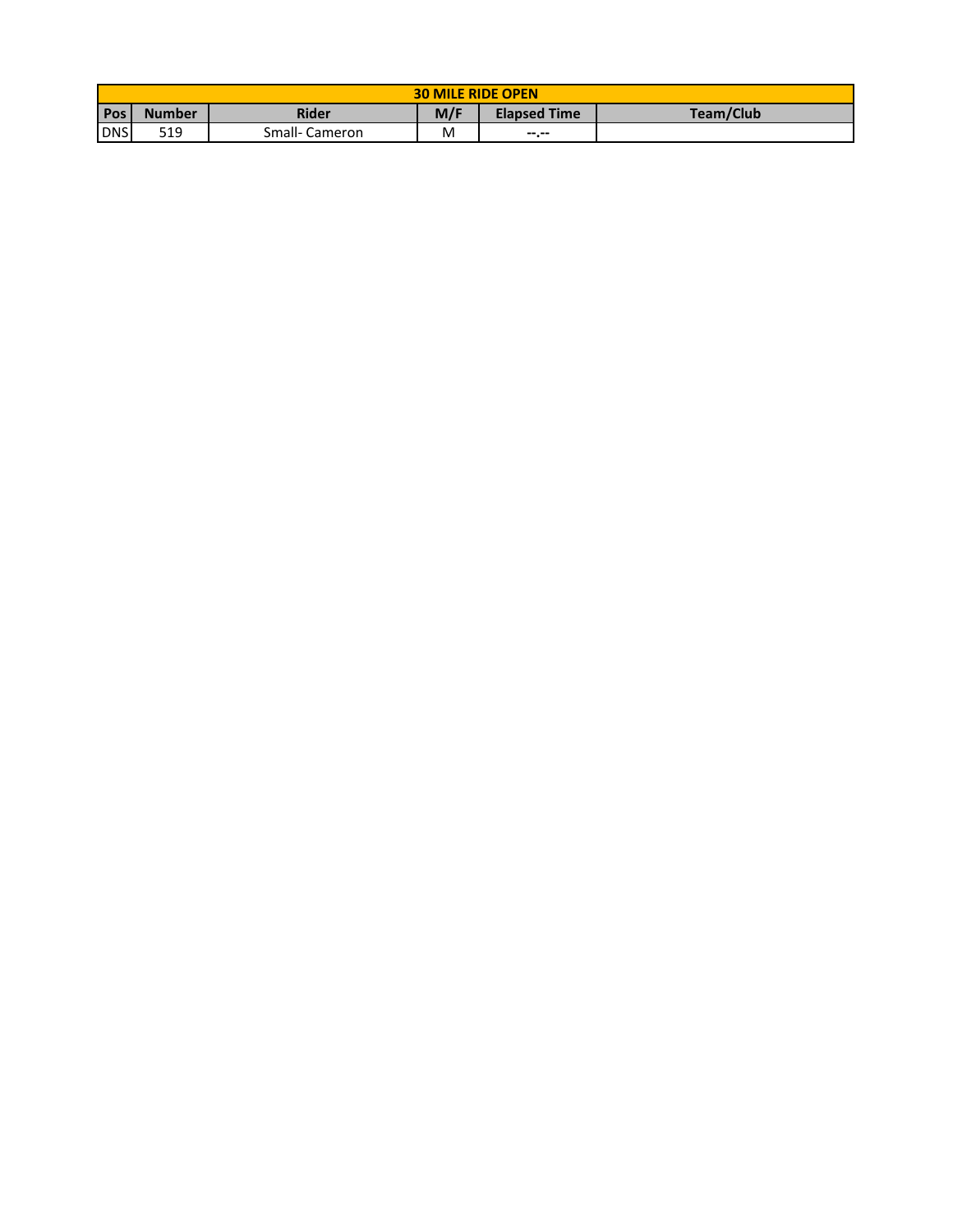| 30 MILE RIDE OPEN | | | | | |
|---|---|---|---|---|---|
| Pos | Number | Rider | M/F | Elapsed Time | Team/Club |
| DNS | 519 | Small- Cameron | M | --.-- | |